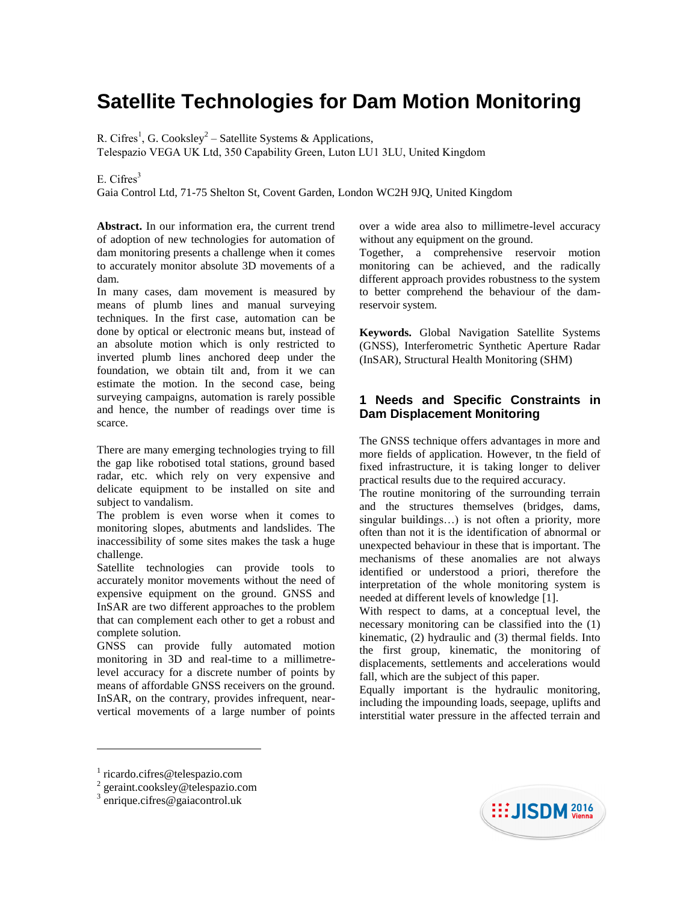# Satellite Technologies for Dam Motion Monitoring

R. Cifres[1], G. Cooksley[2] – Satellite Systems & Applications,
Telespazio VEGA UK Ltd, 350 Capability Green, Luton LU1 3LU, United Kingdom

E. Cifres[3]
Gaia Control Ltd, 71-75 Shelton St, Covent Garden, London WC2H 9JQ, United Kingdom

**Abstract.** In our information era, the current trend of adoption of new technologies for automation of dam monitoring presents a challenge when it comes to accurately monitor absolute 3D movements of a dam.

In many cases, dam movement is measured by means of plumb lines and manual surveying techniques. In the first case, automation can be done by optical or electronic means but, instead of an absolute motion which is only restricted to inverted plumb lines anchored deep under the foundation, we obtain tilt and, from it we can estimate the motion. In the second case, being surveying campaigns, automation is rarely possible and hence, the number of readings over time is scarce.

There are many emerging technologies trying to fill the gap like robotised total stations, ground based radar, etc. which rely on very expensive and delicate equipment to be installed on site and subject to vandalism.

The problem is even worse when it comes to monitoring slopes, abutments and landslides. The inaccessibility of some sites makes the task a huge challenge.

Satellite technologies can provide tools to accurately monitor movements without the need of expensive equipment on the ground. GNSS and InSAR are two different approaches to the problem that can complement each other to get a robust and complete solution.

GNSS can provide fully automated motion monitoring in 3D and real-time to a millimetre-level accuracy for a discrete number of points by means of affordable GNSS receivers on the ground. InSAR, on the contrary, provides infrequent, near-vertical movements of a large number of points over a wide area also to millimetre-level accuracy without any equipment on the ground.

Together, a comprehensive reservoir motion monitoring can be achieved, and the radically different approach provides robustness to the system to better comprehend the behaviour of the dam-reservoir system.

**Keywords.** Global Navigation Satellite Systems (GNSS), Interferometric Synthetic Aperture Radar (InSAR), Structural Health Monitoring (SHM)

## 1 Needs and Specific Constraints in Dam Displacement Monitoring

The GNSS technique offers advantages in more and more fields of application. However, tn the field of fixed infrastructure, it is taking longer to deliver practical results due to the required accuracy.

The routine monitoring of the surrounding terrain and the structures themselves (bridges, dams, singular buildings…) is not often a priority, more often than not it is the identification of abnormal or unexpected behaviour in these that is important. The mechanisms of these anomalies are not always identified or understood a priori, therefore the interpretation of the whole monitoring system is needed at different levels of knowledge [1].

With respect to dams, at a conceptual level, the necessary monitoring can be classified into the (1) kinematic, (2) hydraulic and (3) thermal fields. Into the first group, kinematic, the monitoring of displacements, settlements and accelerations would fall, which are the subject of this paper.

Equally important is the hydraulic monitoring, including the impounding loads, seepage, uplifts and interstitial water pressure in the affected terrain and

---

[1] ricardo.cifres@telespazio.com
[2] geraint.cooksley@telespazio.com
[3] enrique.cifres@gaiacontrol.uk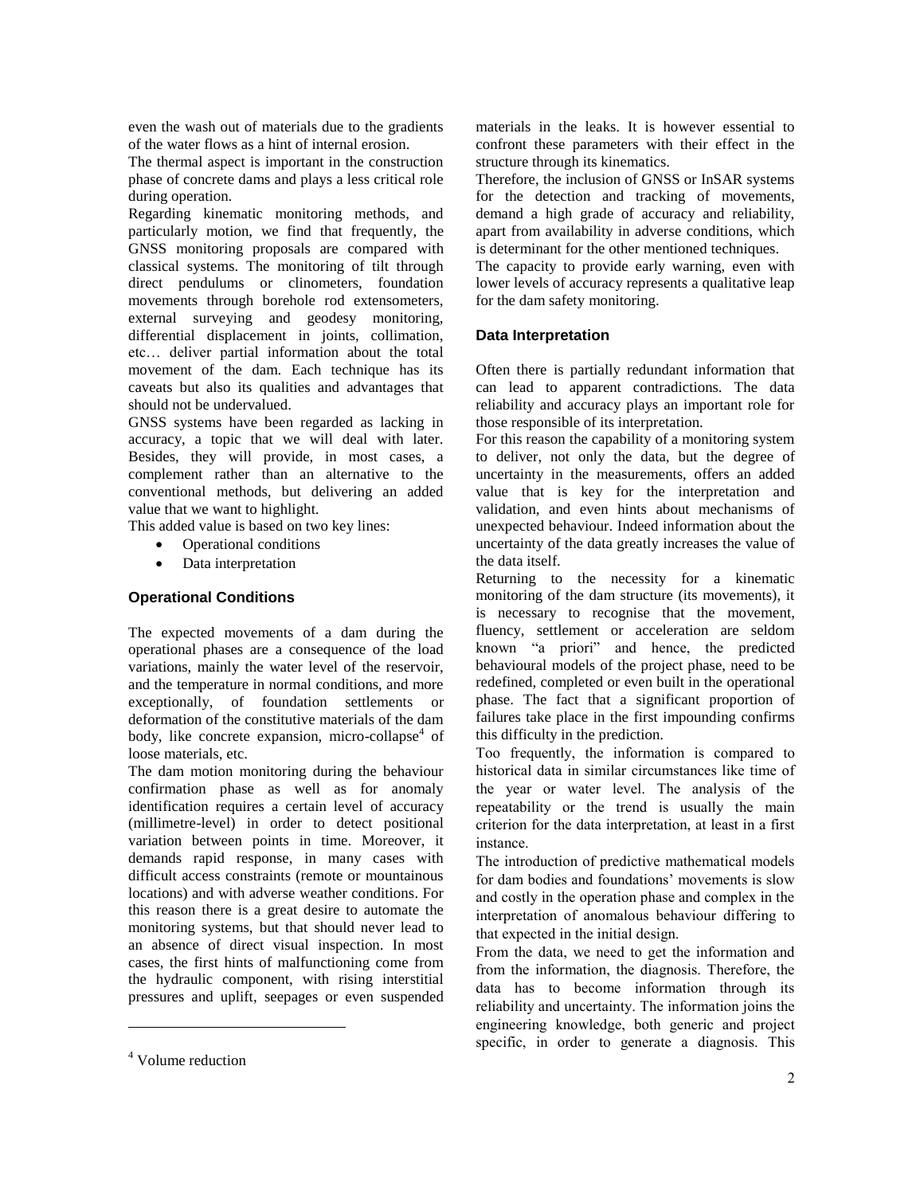even the wash out of materials due to the gradients of the water flows as a hint of internal erosion.

The thermal aspect is important in the construction phase of concrete dams and plays a less critical role during operation.

Regarding kinematic monitoring methods, and particularly motion, we find that frequently, the GNSS monitoring proposals are compared with classical systems. The monitoring of tilt through direct pendulums or clinometers, foundation movements through borehole rod extensometers, external surveying and geodesy monitoring, differential displacement in joints, collimation, etc… deliver partial information about the total movement of the dam. Each technique has its caveats but also its qualities and advantages that should not be undervalued.

GNSS systems have been regarded as lacking in accuracy, a topic that we will deal with later. Besides, they will provide, in most cases, a complement rather than an alternative to the conventional methods, but delivering an added value that we want to highlight.

This added value is based on two key lines:

- Operational conditions
- Data interpretation

### Operational Conditions

The expected movements of a dam during the operational phases are a consequence of the load variations, mainly the water level of the reservoir, and the temperature in normal conditions, and more exceptionally, of foundation settlements or deformation of the constitutive materials of the dam body, like concrete expansion, micro-collapse[4] of loose materials, etc.

The dam motion monitoring during the behaviour confirmation phase as well as for anomaly identification requires a certain level of accuracy (millimetre-level) in order to detect positional variation between points in time. Moreover, it demands rapid response, in many cases with difficult access constraints (remote or mountainous locations) and with adverse weather conditions. For this reason there is a great desire to automate the monitoring systems, but that should never lead to an absence of direct visual inspection. In most cases, the first hints of malfunctioning come from the hydraulic component, with rising interstitial pressures and uplift, seepages or even suspended materials in the leaks. It is however essential to confront these parameters with their effect in the structure through its kinematics.

Therefore, the inclusion of GNSS or InSAR systems for the detection and tracking of movements, demand a high grade of accuracy and reliability, apart from availability in adverse conditions, which is determinant for the other mentioned techniques.

The capacity to provide early warning, even with lower levels of accuracy represents a qualitative leap for the dam safety monitoring.

### Data Interpretation

Often there is partially redundant information that can lead to apparent contradictions. The data reliability and accuracy plays an important role for those responsible of its interpretation.

For this reason the capability of a monitoring system to deliver, not only the data, but the degree of uncertainty in the measurements, offers an added value that is key for the interpretation and validation, and even hints about mechanisms of unexpected behaviour. Indeed information about the uncertainty of the data greatly increases the value of the data itself.

Returning to the necessity for a kinematic monitoring of the dam structure (its movements), it is necessary to recognise that the movement, fluency, settlement or acceleration are seldom known “a priori” and hence, the predicted behavioural models of the project phase, need to be redefined, completed or even built in the operational phase. The fact that a significant proportion of failures take place in the first impounding confirms this difficulty in the prediction.

Too frequently, the information is compared to historical data in similar circumstances like time of the year or water level. The analysis of the repeatability or the trend is usually the main criterion for the data interpretation, at least in a first instance.

The introduction of predictive mathematical models for dam bodies and foundations’ movements is slow and costly in the operation phase and complex in the interpretation of anomalous behaviour differing to that expected in the initial design.

From the data, we need to get the information and from the information, the diagnosis. Therefore, the data has to become information through its reliability and uncertainty. The information joins the engineering knowledge, both generic and project specific, in order to generate a diagnosis. This

[4] Volume reduction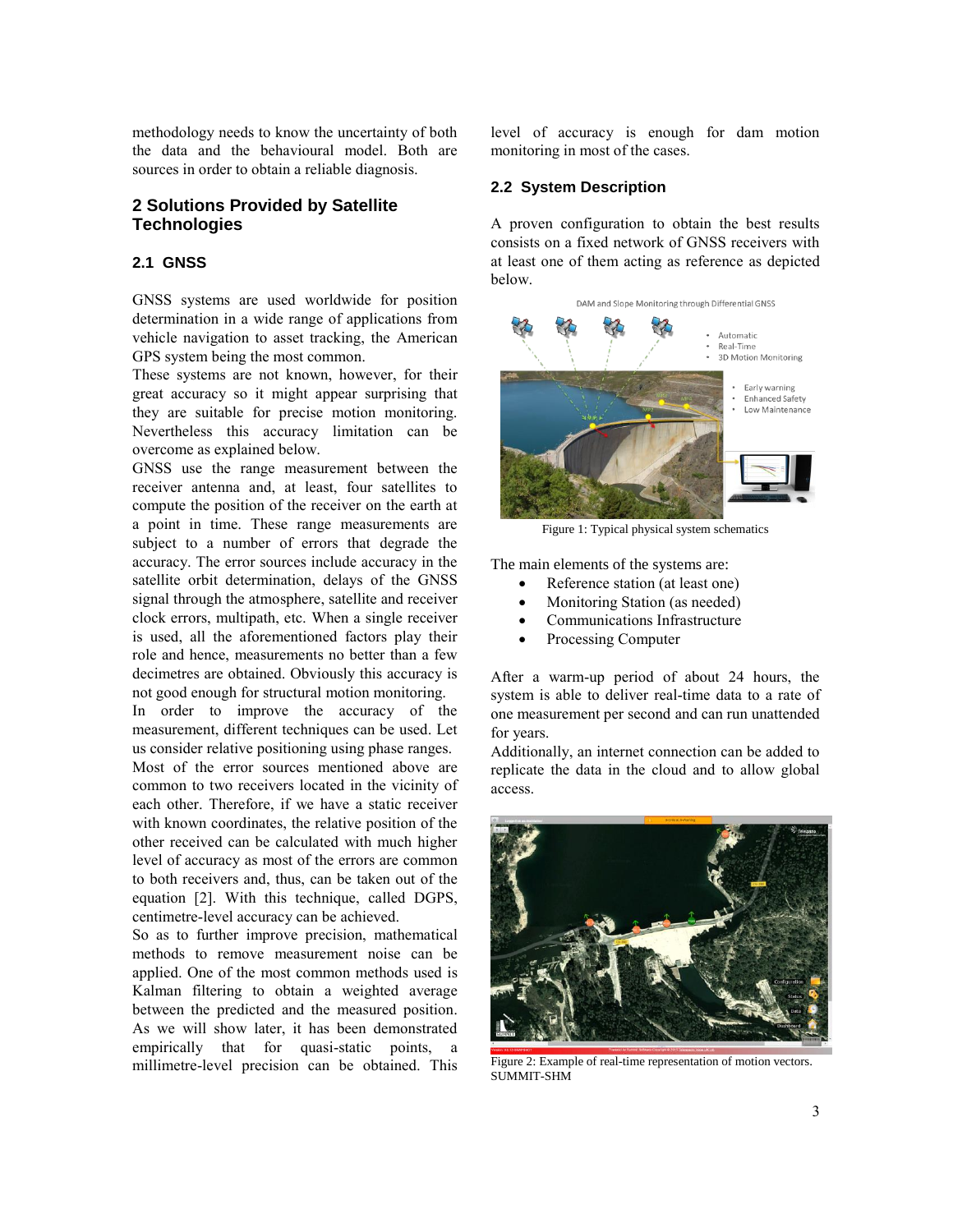methodology needs to know the uncertainty of both the data and the behavioural model. Both are sources in order to obtain a reliable diagnosis.

## 2 Solutions Provided by Satellite Technologies

### 2.1 GNSS

GNSS systems are used worldwide for position determination in a wide range of applications from vehicle navigation to asset tracking, the American GPS system being the most common.

These systems are not known, however, for their great accuracy so it might appear surprising that they are suitable for precise motion monitoring. Nevertheless this accuracy limitation can be overcome as explained below.

GNSS use the range measurement between the receiver antenna and, at least, four satellites to compute the position of the receiver on the earth at a point in time. These range measurements are subject to a number of errors that degrade the accuracy. The error sources include accuracy in the satellite orbit determination, delays of the GNSS signal through the atmosphere, satellite and receiver clock errors, multipath, etc. When a single receiver is used, all the aforementioned factors play their role and hence, measurements no better than a few decimetres are obtained. Obviously this accuracy is not good enough for structural motion monitoring.

In order to improve the accuracy of the measurement, different techniques can be used. Let us consider relative positioning using phase ranges. Most of the error sources mentioned above are common to two receivers located in the vicinity of each other. Therefore, if we have a static receiver with known coordinates, the relative position of the other received can be calculated with much higher level of accuracy as most of the errors are common to both receivers and, thus, can be taken out of the equation [2]. With this technique, called DGPS, centimetre-level accuracy can be achieved.

So as to further improve precision, mathematical methods to remove measurement noise can be applied. One of the most common methods used is Kalman filtering to obtain a weighted average between the predicted and the measured position. As we will show later, it has been demonstrated empirically that for quasi-static points, a millimetre-level precision can be obtained. This level of accuracy is enough for dam motion monitoring in most of the cases.

### 2.2 System Description

A proven configuration to obtain the best results consists on a fixed network of GNSS receivers with at least one of them acting as reference as depicted below.

Figure 1: Typical physical system schematics

The main elements of the systems are:

- Reference station (at least one)
- Monitoring Station (as needed)
- Communications Infrastructure
- Processing Computer

After a warm-up period of about 24 hours, the system is able to deliver real-time data to a rate of one measurement per second and can run unattended for years.

Additionally, an internet connection can be added to replicate the data in the cloud and to allow global access.

Figure 2: Example of real-time representation of motion vectors. SUMMIT-SHM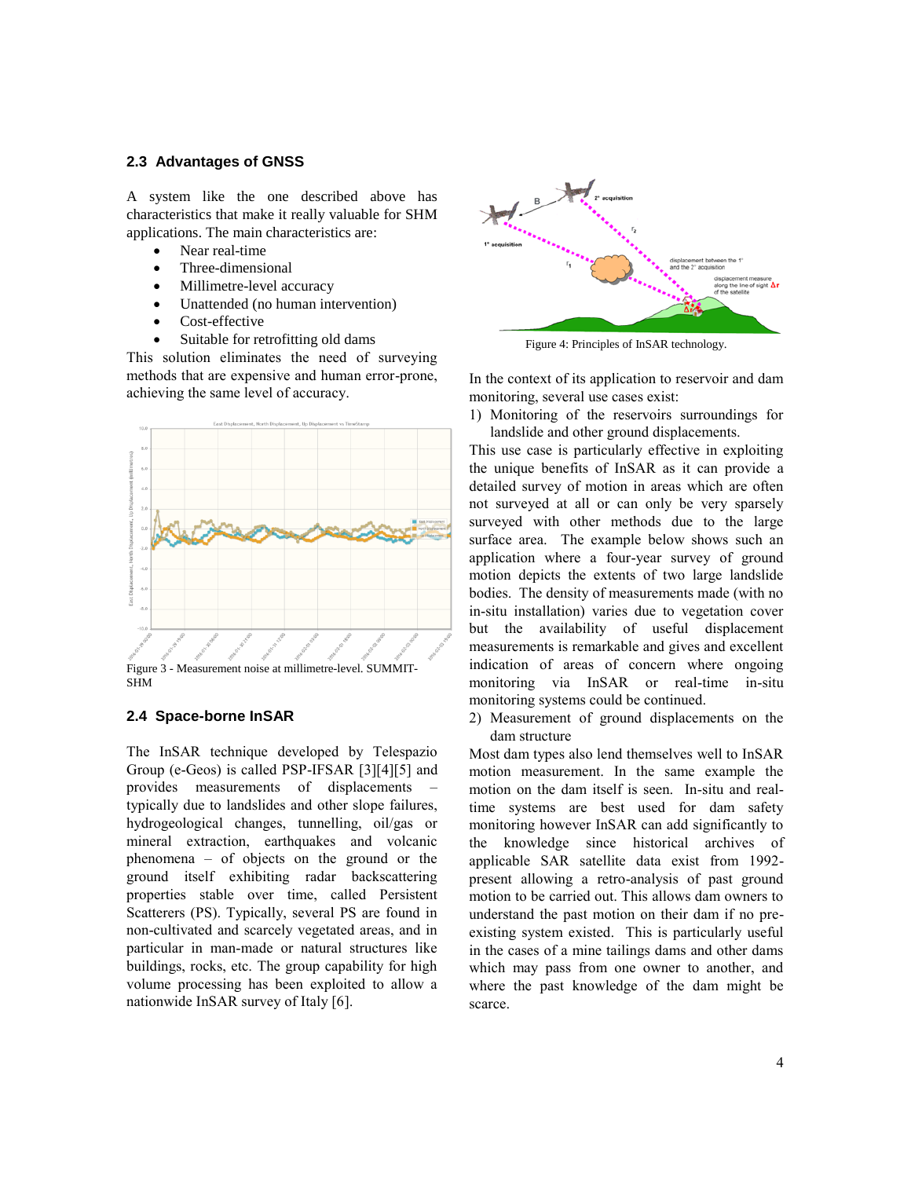### 2.3 Advantages of GNSS

A system like the one described above has characteristics that make it really valuable for SHM applications. The main characteristics are:

- Near real-time
- Three-dimensional
- Millimetre-level accuracy
- Unattended (no human intervention)
- Cost-effective
- Suitable for retrofitting old dams

This solution eliminates the need of surveying methods that are expensive and human error-prone, achieving the same level of accuracy.

Figure 3 - Measurement noise at millimetre-level. SUMMIT-SHM

### 2.4 Space-borne InSAR

The InSAR technique developed by Telespazio Group (e-Geos) is called PSP-IFSAR [3][4][5] and provides measurements of displacements – typically due to landslides and other slope failures, hydrogeological changes, tunnelling, oil/gas or mineral extraction, earthquakes and volcanic phenomena – of objects on the ground or the ground itself exhibiting radar backscattering properties stable over time, called Persistent Scatterers (PS). Typically, several PS are found in non-cultivated and scarcely vegetated areas, and in particular in man-made or natural structures like buildings, rocks, etc. The group capability for high volume processing has been exploited to allow a nationwide InSAR survey of Italy [6].

Figure 4: Principles of InSAR technology.

In the context of its application to reservoir and dam monitoring, several use cases exist:

1) Monitoring of the reservoirs surroundings for landslide and other ground displacements.

This use case is particularly effective in exploiting the unique benefits of InSAR as it can provide a detailed survey of motion in areas which are often not surveyed at all or can only be very sparsely surveyed with other methods due to the large surface area. The example below shows such an application where a four-year survey of ground motion depicts the extents of two large landslide bodies. The density of measurements made (with no in-situ installation) varies due to vegetation cover but the availability of useful displacement measurements is remarkable and gives and excellent indication of areas of concern where ongoing monitoring via InSAR or real-time in-situ monitoring systems could be continued.

2) Measurement of ground displacements on the dam structure

Most dam types also lend themselves well to InSAR motion measurement. In the same example the motion on the dam itself is seen. In-situ and real-time systems are best used for dam safety monitoring however InSAR can add significantly to the knowledge since historical archives of applicable SAR satellite data exist from 1992-present allowing a retro-analysis of past ground motion to be carried out. This allows dam owners to understand the past motion on their dam if no pre-existing system existed. This is particularly useful in the cases of a mine tailings dams and other dams which may pass from one owner to another, and where the past knowledge of the dam might be scarce.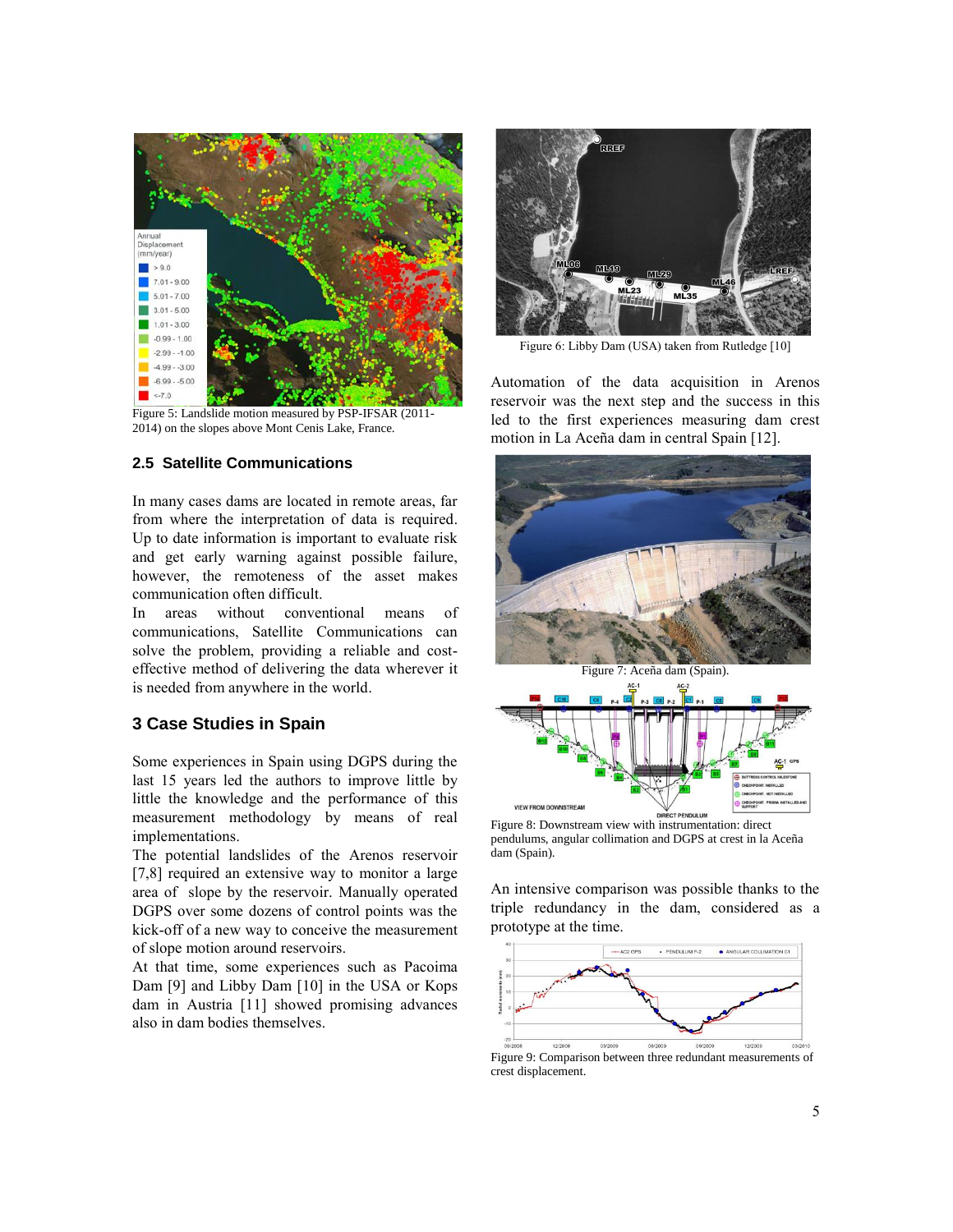Figure 5: Landslide motion measured by PSP-IFSAR (2011-2014) on the slopes above Mont Cenis Lake, France.

## 2.5 Satellite Communications

In many cases dams are located in remote areas, far from where the interpretation of data is required. Up to date information is important to evaluate risk and get early warning against possible failure, however, the remoteness of the asset makes communication often difficult.

In areas without conventional means of communications, Satellite Communications can solve the problem, providing a reliable and cost-effective method of delivering the data wherever it is needed from anywhere in the world.

# 3 Case Studies in Spain

Some experiences in Spain using DGPS during the last 15 years led the authors to improve little by little the knowledge and the performance of this measurement methodology by means of real implementations.

The potential landslides of the Arenos reservoir [7,8] required an extensive way to monitor a large area of slope by the reservoir. Manually operated DGPS over some dozens of control points was the kick-off of a new way to conceive the measurement of slope motion around reservoirs.

At that time, some experiences such as Pacoima Dam [9] and Libby Dam [10] in the USA or Kops dam in Austria [11] showed promising advances also in dam bodies themselves.

Figure 6: Libby Dam (USA) taken from Rutledge [10]

Automation of the data acquisition in Arenos reservoir was the next step and the success in this led to the first experiences measuring dam crest motion in La Aceña dam in central Spain [12].

Figure 7: Aceña dam (Spain).

Figure 8: Downstream view with instrumentation: direct pendulums, angular collimation and DGPS at crest in la Aceña dam (Spain).

An intensive comparison was possible thanks to the triple redundancy in the dam, considered as a prototype at the time.

Figure 9: Comparison between three redundant measurements of crest displacement.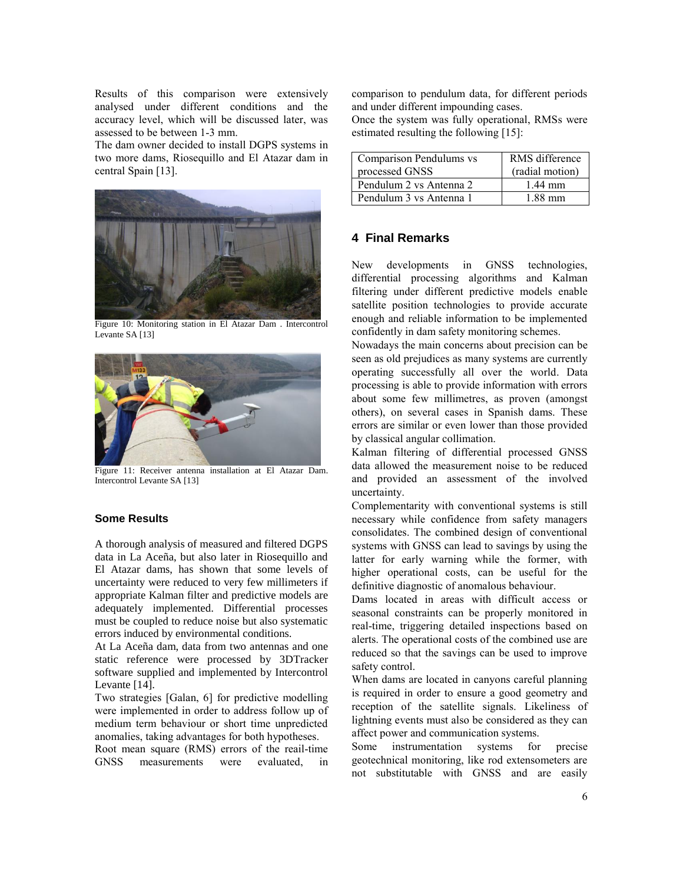Results of this comparison were extensively analysed under different conditions and the accuracy level, which will be discussed later, was assessed to be between 1-3 mm.

The dam owner decided to install DGPS systems in two more dams, Riosequillo and El Atazar dam in central Spain [13].

Figure 10: Monitoring station in El Atazar Dam . Intercontrol Levante SA [13]

Figure 11: Receiver antenna installation at El Atazar Dam. Intercontrol Levante SA [13]

### Some Results

A thorough analysis of measured and filtered DGPS data in La Aceña, but also later in Riosequillo and El Atazar dams, has shown that some levels of uncertainty were reduced to very few millimeters if appropriate Kalman filter and predictive models are adequately implemented. Differential processes must be coupled to reduce noise but also systematic errors induced by environmental conditions.

At La Aceña dam, data from two antennas and one static reference were processed by 3DTracker software supplied and implemented by Intercontrol Levante [14].

Two strategies [Galan, 6] for predictive modelling were implemented in order to address follow up of medium term behaviour or short time unpredicted anomalies, taking advantages for both hypotheses.

Root mean square (RMS) errors of the reail-time GNSS measurements were evaluated, in comparison to pendulum data, for different periods and under different impounding cases.

Once the system was fully operational, RMSs were estimated resulting the following [15]:

| Comparison Pendulums vs processed GNSS | RMS difference (radial motion) |
| --- | --- |
| Pendulum 2 vs Antenna 2 | 1.44 mm |
| Pendulum 3 vs Antenna 1 | 1.88 mm |

## 4 Final Remarks

New developments in GNSS technologies, differential processing algorithms and Kalman filtering under different predictive models enable satellite position technologies to provide accurate enough and reliable information to be implemented confidently in dam safety monitoring schemes.

Nowadays the main concerns about precision can be seen as old prejudices as many systems are currently operating successfully all over the world. Data processing is able to provide information with errors about some few millimetres, as proven (amongst others), on several cases in Spanish dams. These errors are similar or even lower than those provided by classical angular collimation.

Kalman filtering of differential processed GNSS data allowed the measurement noise to be reduced and provided an assessment of the involved uncertainty.

Complementarity with conventional systems is still necessary while confidence from safety managers consolidates. The combined design of conventional systems with GNSS can lead to savings by using the latter for early warning while the former, with higher operational costs, can be useful for the definitive diagnostic of anomalous behaviour.

Dams located in areas with difficult access or seasonal constraints can be properly monitored in real-time, triggering detailed inspections based on alerts. The operational costs of the combined use are reduced so that the savings can be used to improve safety control.

When dams are located in canyons careful planning is required in order to ensure a good geometry and reception of the satellite signals. Likeliness of lightning events must also be considered as they can affect power and communication systems.

Some instrumentation systems for precise geotechnical monitoring, like rod extensometers are not substitutable with GNSS and are easily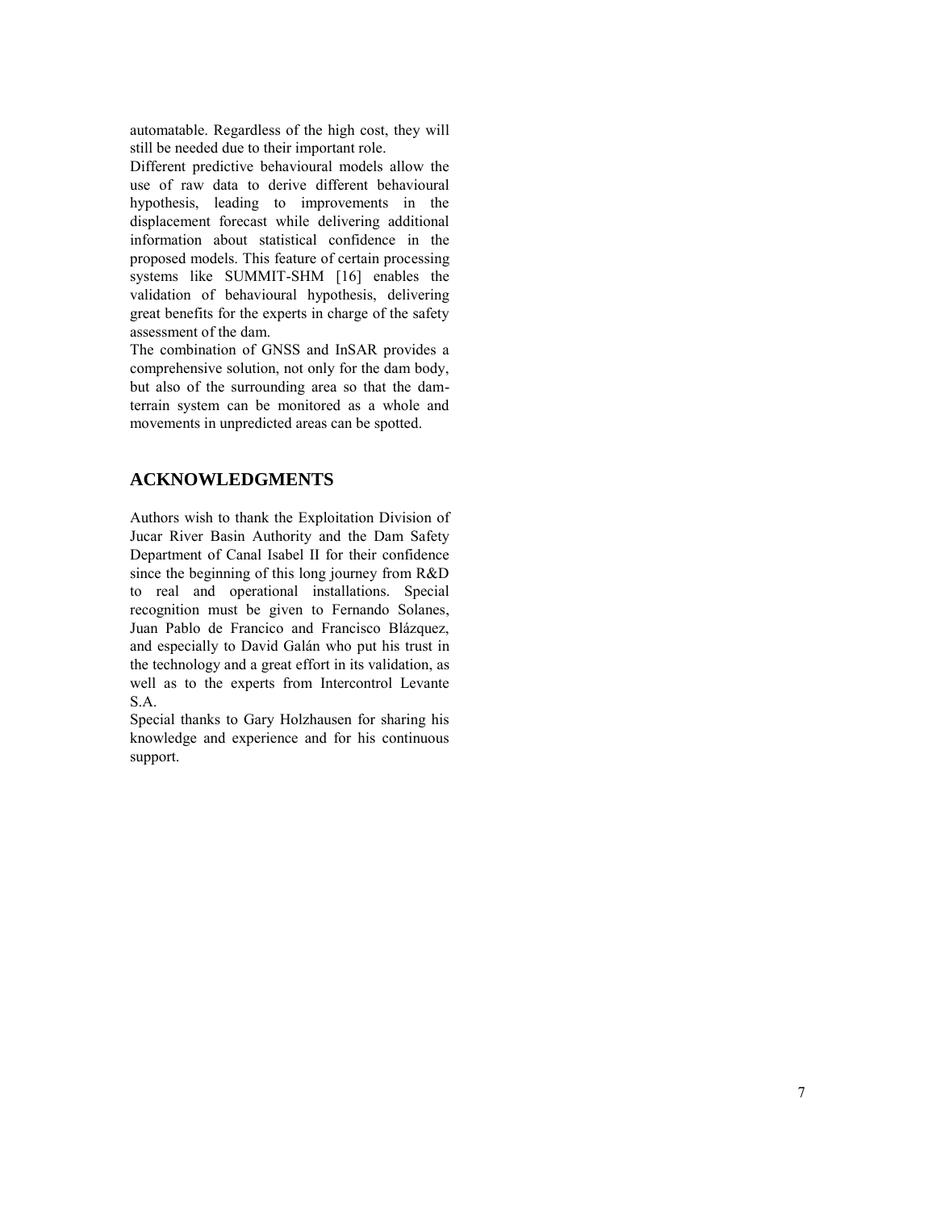automatable. Regardless of the high cost, they will still be needed due to their important role.

Different predictive behavioural models allow the use of raw data to derive different behavioural hypothesis, leading to improvements in the displacement forecast while delivering additional information about statistical confidence in the proposed models. This feature of certain processing systems like SUMMIT-SHM [16] enables the validation of behavioural hypothesis, delivering great benefits for the experts in charge of the safety assessment of the dam.

The combination of GNSS and InSAR provides a comprehensive solution, not only for the dam body, but also of the surrounding area so that the dam-terrain system can be monitored as a whole and movements in unpredicted areas can be spotted.

## ACKNOWLEDGMENTS

Authors wish to thank the Exploitation Division of Jucar River Basin Authority and the Dam Safety Department of Canal Isabel II for their confidence since the beginning of this long journey from R&D to real and operational installations. Special recognition must be given to Fernando Solanes, Juan Pablo de Francico and Francisco Blázquez, and especially to David Galán who put his trust in the technology and a great effort in its validation, as well as to the experts from Intercontrol Levante S.A.

Special thanks to Gary Holzhausen for sharing his knowledge and experience and for his continuous support.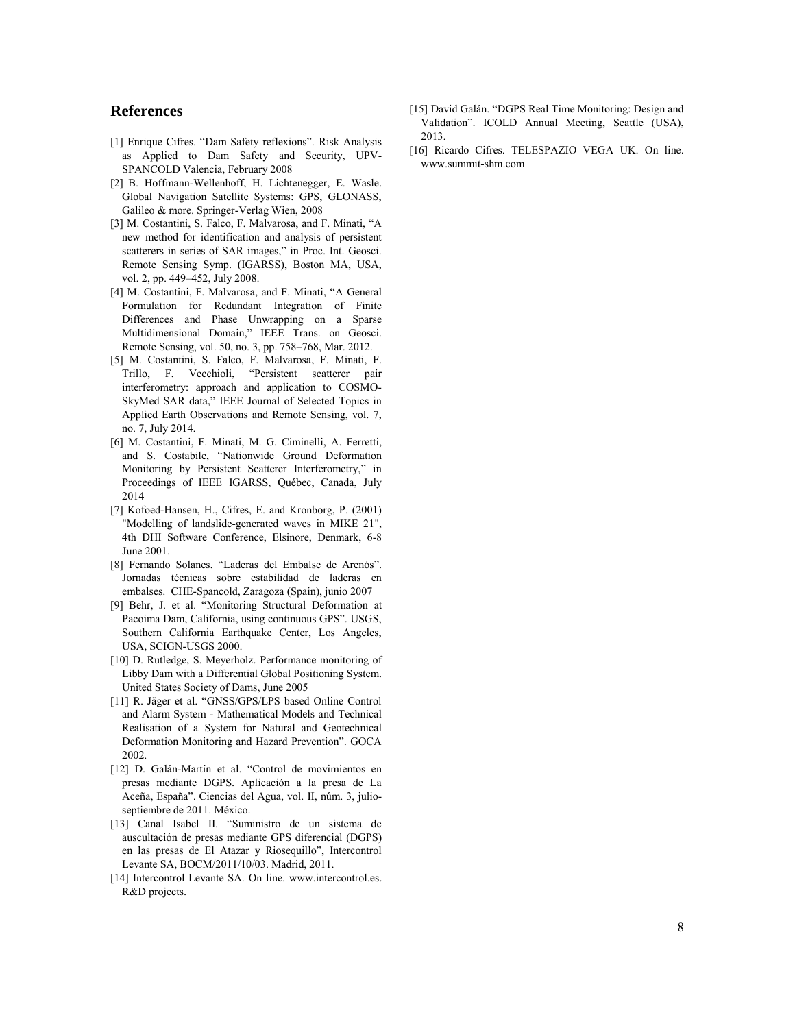## References

[1] Enrique Cifres. “Dam Safety reflexions”. Risk Analysis as Applied to Dam Safety and Security, UPV-SPANCOLD Valencia, February 2008

[2] B. Hoffmann-Wellenhoff, H. Lichtenegger, E. Wasle. Global Navigation Satellite Systems: GPS, GLONASS, Galileo & more. Springer-Verlag Wien, 2008

[3] M. Costantini, S. Falco, F. Malvarosa, and F. Minati, “A new method for identification and analysis of persistent scatterers in series of SAR images,” in Proc. Int. Geosci. Remote Sensing Symp. (IGARSS), Boston MA, USA, vol. 2, pp. 449–452, July 2008.

[4] M. Costantini, F. Malvarosa, and F. Minati, “A General Formulation for Redundant Integration of Finite Differences and Phase Unwrapping on a Sparse Multidimensional Domain,” IEEE Trans. on Geosci. Remote Sensing, vol. 50, no. 3, pp. 758–768, Mar. 2012.

[5] M. Costantini, S. Falco, F. Malvarosa, F. Minati, F. Trillo, F. Vecchioli, “Persistent scatterer pair interferometry: approach and application to COSMO-SkyMed SAR data,” IEEE Journal of Selected Topics in Applied Earth Observations and Remote Sensing, vol. 7, no. 7, July 2014.

[6] M. Costantini, F. Minati, M. G. Ciminelli, A. Ferretti, and S. Costabile, “Nationwide Ground Deformation Monitoring by Persistent Scatterer Interferometry,” in Proceedings of IEEE IGARSS, Québec, Canada, July 2014

[7] Kofoed-Hansen, H., Cifres, E. and Kronborg, P. (2001) "Modelling of landslide-generated waves in MIKE 21", 4th DHI Software Conference, Elsinore, Denmark, 6-8 June 2001.

[8] Fernando Solanes. “Laderas del Embalse de Arenós”. Jornadas técnicas sobre estabilidad de laderas en embalses. CHE-Spancold, Zaragoza (Spain), junio 2007

[9] Behr, J. et al. “Monitoring Structural Deformation at Pacoima Dam, California, using continuous GPS”. USGS, Southern California Earthquake Center, Los Angeles, USA, SCIGN-USGS 2000.

[10] D. Rutledge, S. Meyerholz. Performance monitoring of Libby Dam with a Differential Global Positioning System. United States Society of Dams, June 2005

[11] R. Jäger et al. “GNSS/GPS/LPS based Online Control and Alarm System - Mathematical Models and Technical Realisation of a System for Natural and Geotechnical Deformation Monitoring and Hazard Prevention”. GOCA 2002.

[12] D. Galán-Martín et al. “Control de movimientos en presas mediante DGPS. Aplicación a la presa de La Aceña, España”. Ciencias del Agua, vol. II, núm. 3, julio-septiembre de 2011. México.

[13] Canal Isabel II. “Suministro de un sistema de auscultación de presas mediante GPS diferencial (DGPS) en las presas de El Atazar y Riosequillo”, Intercontrol Levante SA, BOCM/2011/10/03. Madrid, 2011.

[14] Intercontrol Levante SA. On line. www.intercontrol.es. R&D projects.

[15] David Galán. “DGPS Real Time Monitoring: Design and Validation”. ICOLD Annual Meeting, Seattle (USA), 2013.

[16] Ricardo Cifres. TELESPAZIO VEGA UK. On line. www.summit-shm.com